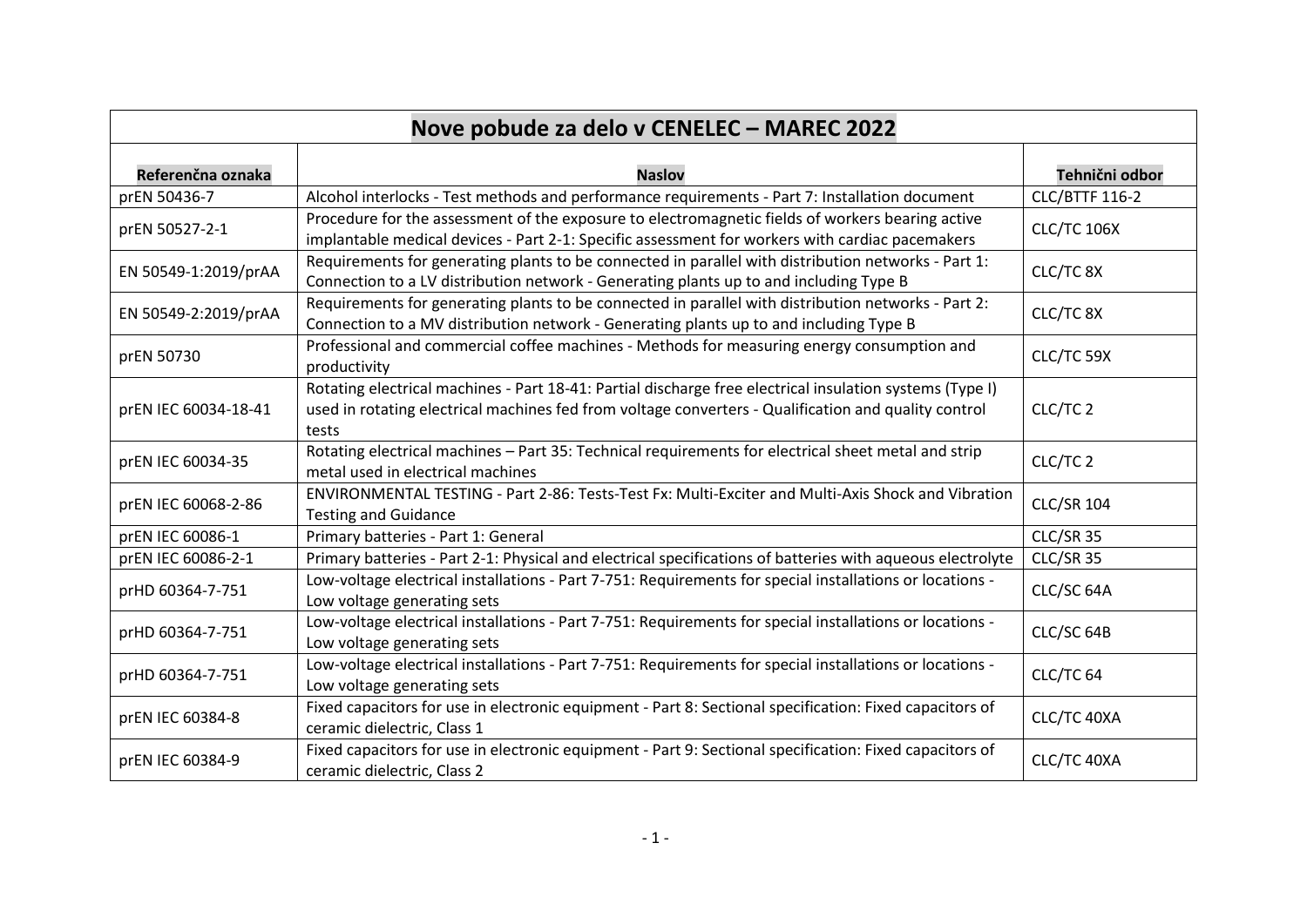| Nove pobude za delo v CENELEC – MAREC 2022 | | |
|---|---|---|
| **Referenčna oznaka** | **Naslov** | **Tehnični odbor** |
| prEN 50436-7 | Alcohol interlocks - Test methods and performance requirements - Part 7: Installation document | CLC/BTTF 116-2 |
| prEN 50527-2-1 | Procedure for the assessment of the exposure to electromagnetic fields of workers bearing active implantable medical devices - Part 2-1: Specific assessment for workers with cardiac pacemakers | CLC/TC 106X |
| EN 50549-1:2019/prAA | Requirements for generating plants to be connected in parallel with distribution networks - Part 1: Connection to a LV distribution network - Generating plants up to and including Type B | CLC/TC 8X |
| EN 50549-2:2019/prAA | Requirements for generating plants to be connected in parallel with distribution networks - Part 2: Connection to a MV distribution network - Generating plants up to and including Type B | CLC/TC 8X |
| prEN 50730 | Professional and commercial coffee machines - Methods for measuring energy consumption and productivity | CLC/TC 59X |
| prEN IEC 60034-18-41 | Rotating electrical machines - Part 18-41: Partial discharge free electrical insulation systems (Type I) used in rotating electrical machines fed from voltage converters - Qualification and quality control tests | CLC/TC 2 |
| prEN IEC 60034-35 | Rotating electrical machines – Part 35: Technical requirements for electrical sheet metal and strip metal used in electrical machines | CLC/TC 2 |
| prEN IEC 60068-2-86 | ENVIRONMENTAL TESTING - Part 2-86: Tests-Test Fx: Multi-Exciter and Multi-Axis Shock and Vibration Testing and Guidance | CLC/SR 104 |
| prEN IEC 60086-1 | Primary batteries - Part 1: General | CLC/SR 35 |
| prEN IEC 60086-2-1 | Primary batteries - Part 2-1: Physical and electrical specifications of batteries with aqueous electrolyte | CLC/SR 35 |
| prHD 60364-7-751 | Low-voltage electrical installations - Part 7-751: Requirements for special installations or locations - Low voltage generating sets | CLC/SC 64A |
| prHD 60364-7-751 | Low-voltage electrical installations - Part 7-751: Requirements for special installations or locations - Low voltage generating sets | CLC/SC 64B |
| prHD 60364-7-751 | Low-voltage electrical installations - Part 7-751: Requirements for special installations or locations - Low voltage generating sets | CLC/TC 64 |
| prEN IEC 60384-8 | Fixed capacitors for use in electronic equipment - Part 8: Sectional specification: Fixed capacitors of ceramic dielectric, Class 1 | CLC/TC 40XA |
| prEN IEC 60384-9 | Fixed capacitors for use in electronic equipment - Part 9: Sectional specification: Fixed capacitors of ceramic dielectric, Class 2 | CLC/TC 40XA |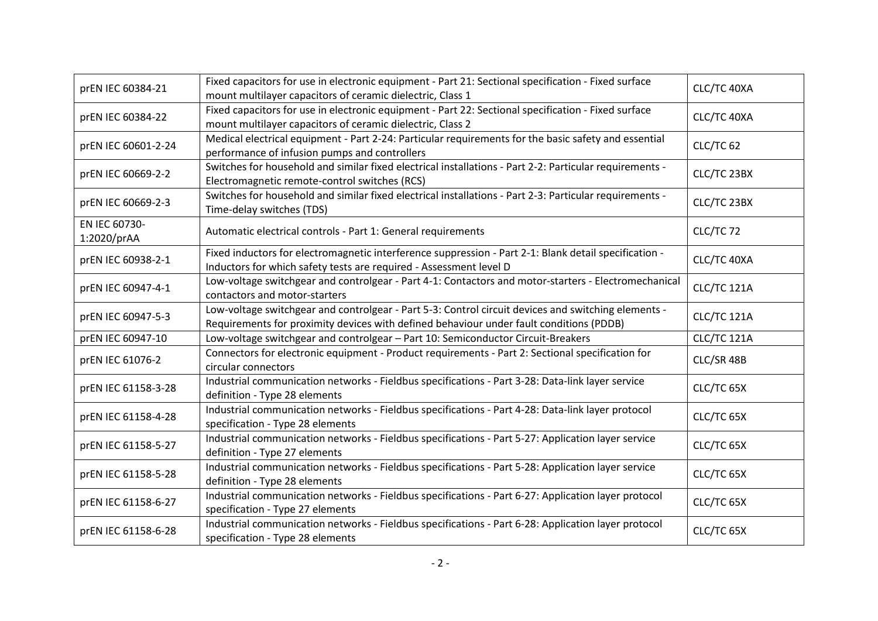| prEN IEC 60384-21 | Fixed capacitors for use in electronic equipment - Part 21: Sectional specification - Fixed surface mount multilayer capacitors of ceramic dielectric, Class 1 | CLC/TC 40XA |
|---|---|---|
| prEN IEC 60384-22 | Fixed capacitors for use in electronic equipment - Part 22: Sectional specification - Fixed surface mount multilayer capacitors of ceramic dielectric, Class 2 | CLC/TC 40XA |
| prEN IEC 60601-2-24 | Medical electrical equipment - Part 2-24: Particular requirements for the basic safety and essential performance of infusion pumps and controllers | CLC/TC 62 |
| prEN IEC 60669-2-2 | Switches for household and similar fixed electrical installations - Part 2-2: Particular requirements - Electromagnetic remote-control switches (RCS) | CLC/TC 23BX |
| prEN IEC 60669-2-3 | Switches for household and similar fixed electrical installations - Part 2-3: Particular requirements - Time-delay switches (TDS) | CLC/TC 23BX |
| EN IEC 60730-1:2020/prAA | Automatic electrical controls - Part 1: General requirements | CLC/TC 72 |
| prEN IEC 60938-2-1 | Fixed inductors for electromagnetic interference suppression - Part 2-1: Blank detail specification - Inductors for which safety tests are required - Assessment level D | CLC/TC 40XA |
| prEN IEC 60947-4-1 | Low-voltage switchgear and controlgear - Part 4-1: Contactors and motor-starters - Electromechanical contactors and motor-starters | CLC/TC 121A |
| prEN IEC 60947-5-3 | Low-voltage switchgear and controlgear - Part 5-3: Control circuit devices and switching elements - Requirements for proximity devices with defined behaviour under fault conditions (PDDB) | CLC/TC 121A |
| prEN IEC 60947-10 | Low-voltage switchgear and controlgear – Part 10: Semiconductor Circuit-Breakers | CLC/TC 121A |
| prEN IEC 61076-2 | Connectors for electronic equipment - Product requirements - Part 2: Sectional specification for circular connectors | CLC/SR 48B |
| prEN IEC 61158-3-28 | Industrial communication networks - Fieldbus specifications - Part 3-28: Data-link layer service definition - Type 28 elements | CLC/TC 65X |
| prEN IEC 61158-4-28 | Industrial communication networks - Fieldbus specifications - Part 4-28: Data-link layer protocol specification - Type 28 elements | CLC/TC 65X |
| prEN IEC 61158-5-27 | Industrial communication networks - Fieldbus specifications - Part 5-27: Application layer service definition - Type 27 elements | CLC/TC 65X |
| prEN IEC 61158-5-28 | Industrial communication networks - Fieldbus specifications - Part 5-28: Application layer service definition - Type 28 elements | CLC/TC 65X |
| prEN IEC 61158-6-27 | Industrial communication networks - Fieldbus specifications - Part 6-27: Application layer protocol specification - Type 27 elements | CLC/TC 65X |
| prEN IEC 61158-6-28 | Industrial communication networks - Fieldbus specifications - Part 6-28: Application layer protocol specification - Type 28 elements | CLC/TC 65X |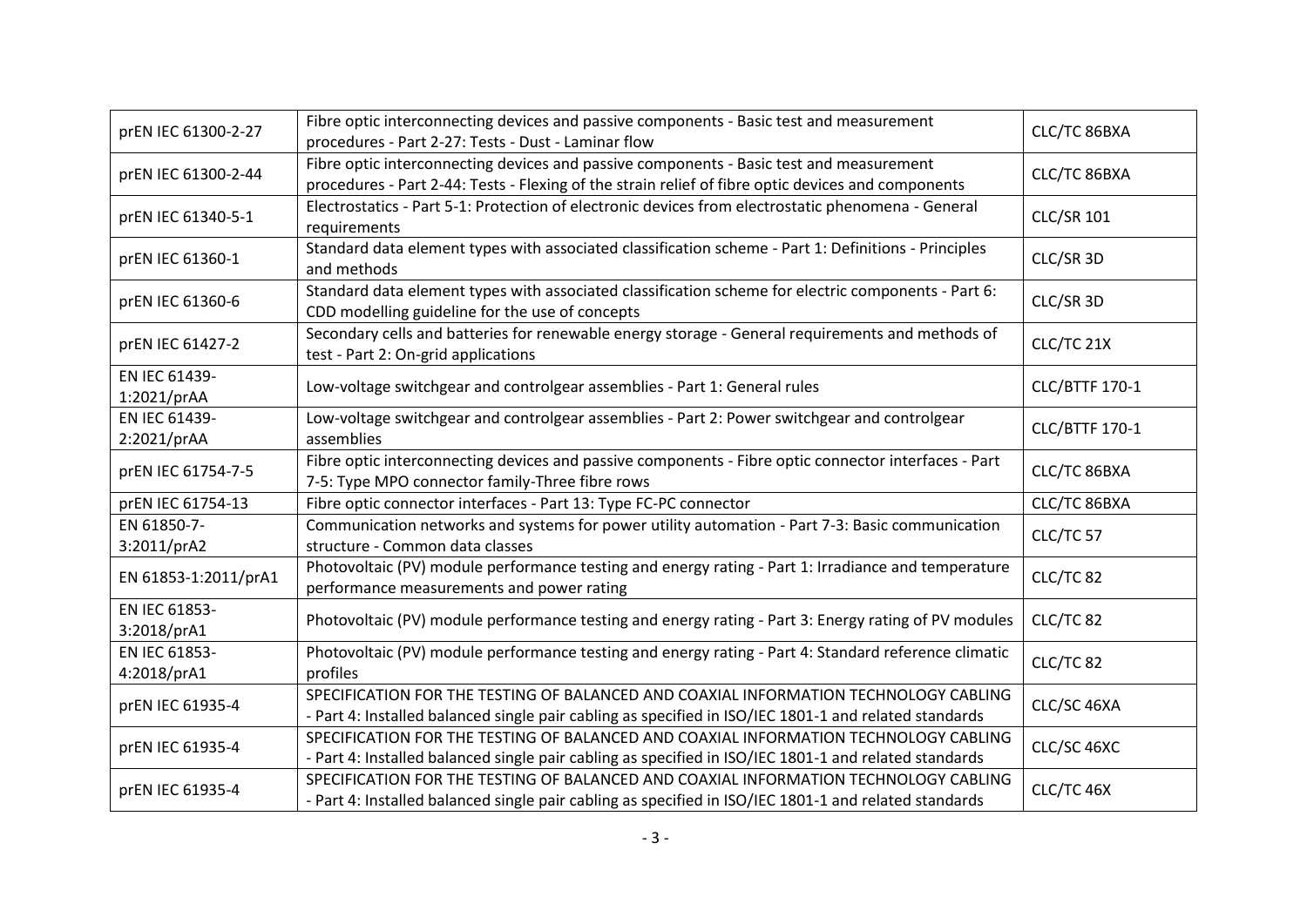| | | |
|---|---|---|
| prEN IEC 61300-2-27 | Fibre optic interconnecting devices and passive components - Basic test and measurement procedures - Part 2-27: Tests - Dust - Laminar flow | CLC/TC 86BXA |
| prEN IEC 61300-2-44 | Fibre optic interconnecting devices and passive components - Basic test and measurement procedures - Part 2-44: Tests - Flexing of the strain relief of fibre optic devices and components | CLC/TC 86BXA |
| prEN IEC 61340-5-1 | Electrostatics - Part 5-1: Protection of electronic devices from electrostatic phenomena - General requirements | CLC/SR 101 |
| prEN IEC 61360-1 | Standard data element types with associated classification scheme - Part 1: Definitions - Principles and methods | CLC/SR 3D |
| prEN IEC 61360-6 | Standard data element types with associated classification scheme for electric components - Part 6: CDD modelling guideline for the use of concepts | CLC/SR 3D |
| prEN IEC 61427-2 | Secondary cells and batteries for renewable energy storage - General requirements and methods of test - Part 2: On-grid applications | CLC/TC 21X |
| EN IEC 61439-1:2021/prAA | Low-voltage switchgear and controlgear assemblies - Part 1: General rules | CLC/BTTF 170-1 |
| EN IEC 61439-2:2021/prAA | Low-voltage switchgear and controlgear assemblies - Part 2: Power switchgear and controlgear assemblies | CLC/BTTF 170-1 |
| prEN IEC 61754-7-5 | Fibre optic interconnecting devices and passive components - Fibre optic connector interfaces - Part 7-5: Type MPO connector family-Three fibre rows | CLC/TC 86BXA |
| prEN IEC 61754-13 | Fibre optic connector interfaces - Part 13: Type FC-PC connector | CLC/TC 86BXA |
| EN 61850-7-3:2011/prA2 | Communication networks and systems for power utility automation - Part 7-3: Basic communication structure - Common data classes | CLC/TC 57 |
| EN 61853-1:2011/prA1 | Photovoltaic (PV) module performance testing and energy rating - Part 1: Irradiance and temperature performance measurements and power rating | CLC/TC 82 |
| EN IEC 61853-3:2018/prA1 | Photovoltaic (PV) module performance testing and energy rating - Part 3: Energy rating of PV modules | CLC/TC 82 |
| EN IEC 61853-4:2018/prA1 | Photovoltaic (PV) module performance testing and energy rating - Part 4: Standard reference climatic profiles | CLC/TC 82 |
| prEN IEC 61935-4 | SPECIFICATION FOR THE TESTING OF BALANCED AND COAXIAL INFORMATION TECHNOLOGY CABLING - Part 4: Installed balanced single pair cabling as specified in ISO/IEC 1801-1 and related standards | CLC/SC 46XA |
| prEN IEC 61935-4 | SPECIFICATION FOR THE TESTING OF BALANCED AND COAXIAL INFORMATION TECHNOLOGY CABLING - Part 4: Installed balanced single pair cabling as specified in ISO/IEC 1801-1 and related standards | CLC/SC 46XC |
| prEN IEC 61935-4 | SPECIFICATION FOR THE TESTING OF BALANCED AND COAXIAL INFORMATION TECHNOLOGY CABLING - Part 4: Installed balanced single pair cabling as specified in ISO/IEC 1801-1 and related standards | CLC/TC 46X |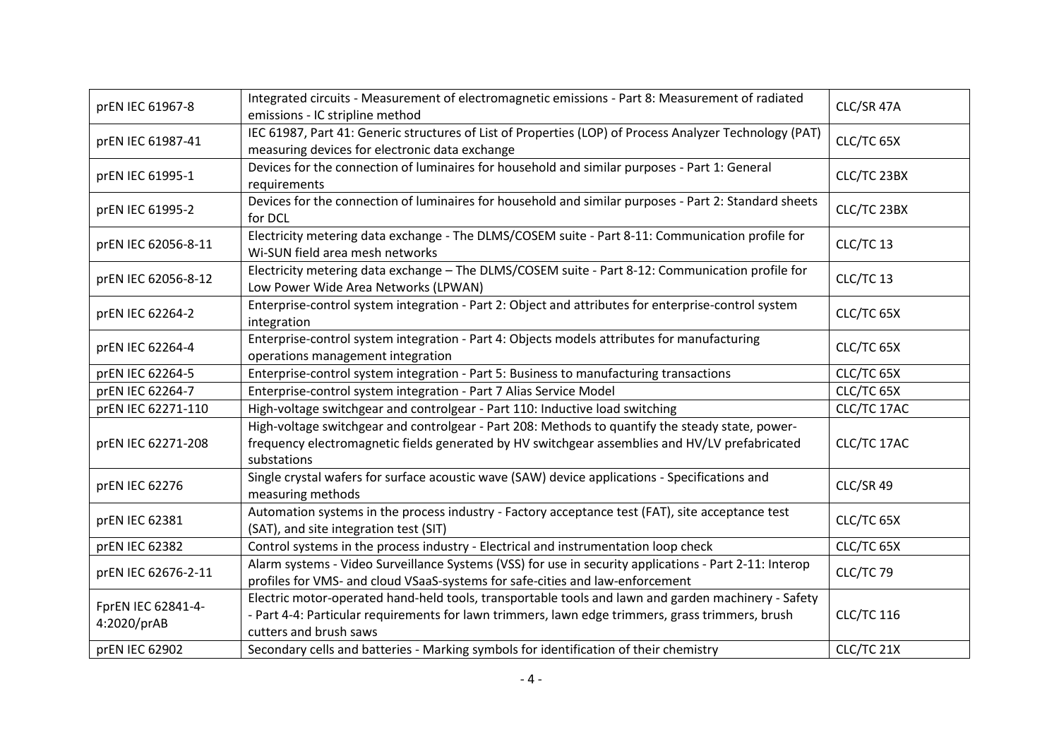| prEN IEC 61967-8 | Integrated circuits - Measurement of electromagnetic emissions - Part 8: Measurement of radiated emissions - IC stripline method | CLC/SR 47A |
|---|---|---|
| prEN IEC 61987-41 | IEC 61987, Part 41: Generic structures of List of Properties (LOP) of Process Analyzer Technology (PAT) measuring devices for electronic data exchange | CLC/TC 65X |
| prEN IEC 61995-1 | Devices for the connection of luminaires for household and similar purposes - Part 1: General requirements | CLC/TC 23BX |
| prEN IEC 61995-2 | Devices for the connection of luminaires for household and similar purposes - Part 2: Standard sheets for DCL | CLC/TC 23BX |
| prEN IEC 62056-8-11 | Electricity metering data exchange - The DLMS/COSEM suite - Part 8-11: Communication profile for Wi-SUN field area mesh networks | CLC/TC 13 |
| prEN IEC 62056-8-12 | Electricity metering data exchange – The DLMS/COSEM suite - Part 8-12: Communication profile for Low Power Wide Area Networks (LPWAN) | CLC/TC 13 |
| prEN IEC 62264-2 | Enterprise-control system integration - Part 2: Object and attributes for enterprise-control system integration | CLC/TC 65X |
| prEN IEC 62264-4 | Enterprise-control system integration - Part 4: Objects models attributes for manufacturing operations management integration | CLC/TC 65X |
| prEN IEC 62264-5 | Enterprise-control system integration - Part 5: Business to manufacturing transactions | CLC/TC 65X |
| prEN IEC 62264-7 | Enterprise-control system integration - Part 7 Alias Service Model | CLC/TC 65X |
| prEN IEC 62271-110 | High-voltage switchgear and controlgear - Part 110: Inductive load switching | CLC/TC 17AC |
| prEN IEC 62271-208 | High-voltage switchgear and controlgear - Part 208: Methods to quantify the steady state, power-frequency electromagnetic fields generated by HV switchgear assemblies and HV/LV prefabricated substations | CLC/TC 17AC |
| prEN IEC 62276 | Single crystal wafers for surface acoustic wave (SAW) device applications - Specifications and measuring methods | CLC/SR 49 |
| prEN IEC 62381 | Automation systems in the process industry - Factory acceptance test (FAT), site acceptance test (SAT), and site integration test (SIT) | CLC/TC 65X |
| prEN IEC 62382 | Control systems in the process industry - Electrical and instrumentation loop check | CLC/TC 65X |
| prEN IEC 62676-2-11 | Alarm systems - Video Surveillance Systems (VSS) for use in security applications - Part 2-11: Interop profiles for VMS- and cloud VSaaS-systems for safe-cities and law-enforcement | CLC/TC 79 |
| FprEN IEC 62841-4-4:2020/prAB | Electric motor-operated hand-held tools, transportable tools and lawn and garden machinery - Safety - Part 4-4: Particular requirements for lawn trimmers, lawn edge trimmers, grass trimmers, brush cutters and brush saws | CLC/TC 116 |
| prEN IEC 62902 | Secondary cells and batteries - Marking symbols for identification of their chemistry | CLC/TC 21X |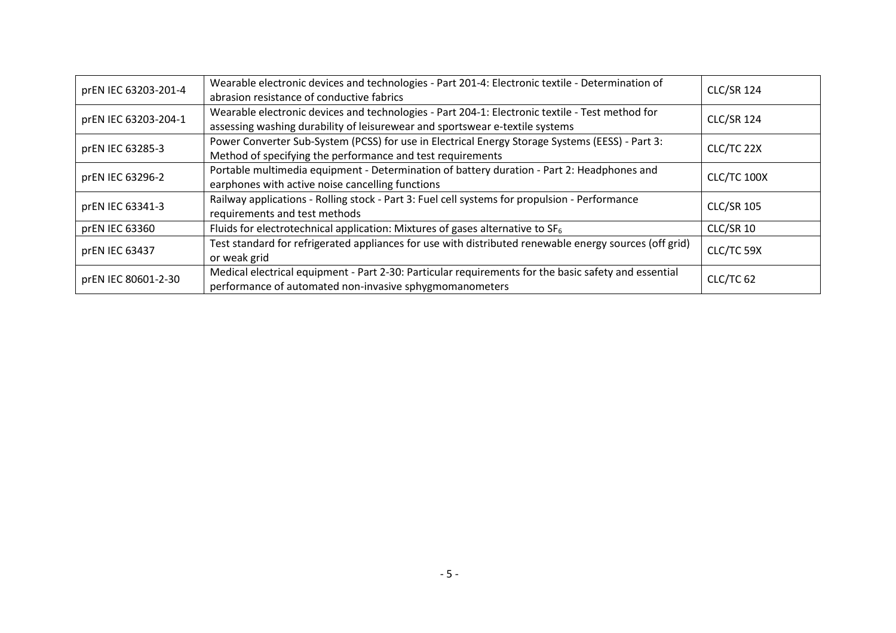| | | |
|---|---|---|
| prEN IEC 63203-201-4 | Wearable electronic devices and technologies - Part 201-4: Electronic textile - Determination of abrasion resistance of conductive fabrics | CLC/SR 124 |
| prEN IEC 63203-204-1 | Wearable electronic devices and technologies - Part 204-1: Electronic textile - Test method for assessing washing durability of leisurewear and sportswear e-textile systems | CLC/SR 124 |
| prEN IEC 63285-3 | Power Converter Sub-System (PCSS) for use in Electrical Energy Storage Systems (EESS) - Part 3: Method of specifying the performance and test requirements | CLC/TC 22X |
| prEN IEC 63296-2 | Portable multimedia equipment - Determination of battery duration - Part 2: Headphones and earphones with active noise cancelling functions | CLC/TC 100X |
| prEN IEC 63341-3 | Railway applications - Rolling stock - Part 3: Fuel cell systems for propulsion - Performance requirements and test methods | CLC/SR 105 |
| prEN IEC 63360 | Fluids for electrotechnical application: Mixtures of gases alternative to $SF_6$ | CLC/SR 10 |
| prEN IEC 63437 | Test standard for refrigerated appliances for use with distributed renewable energy sources (off grid) or weak grid | CLC/TC 59X |
| prEN IEC 80601-2-30 | Medical electrical equipment - Part 2-30: Particular requirements for the basic safety and essential performance of automated non-invasive sphygmomanometers | CLC/TC 62 |